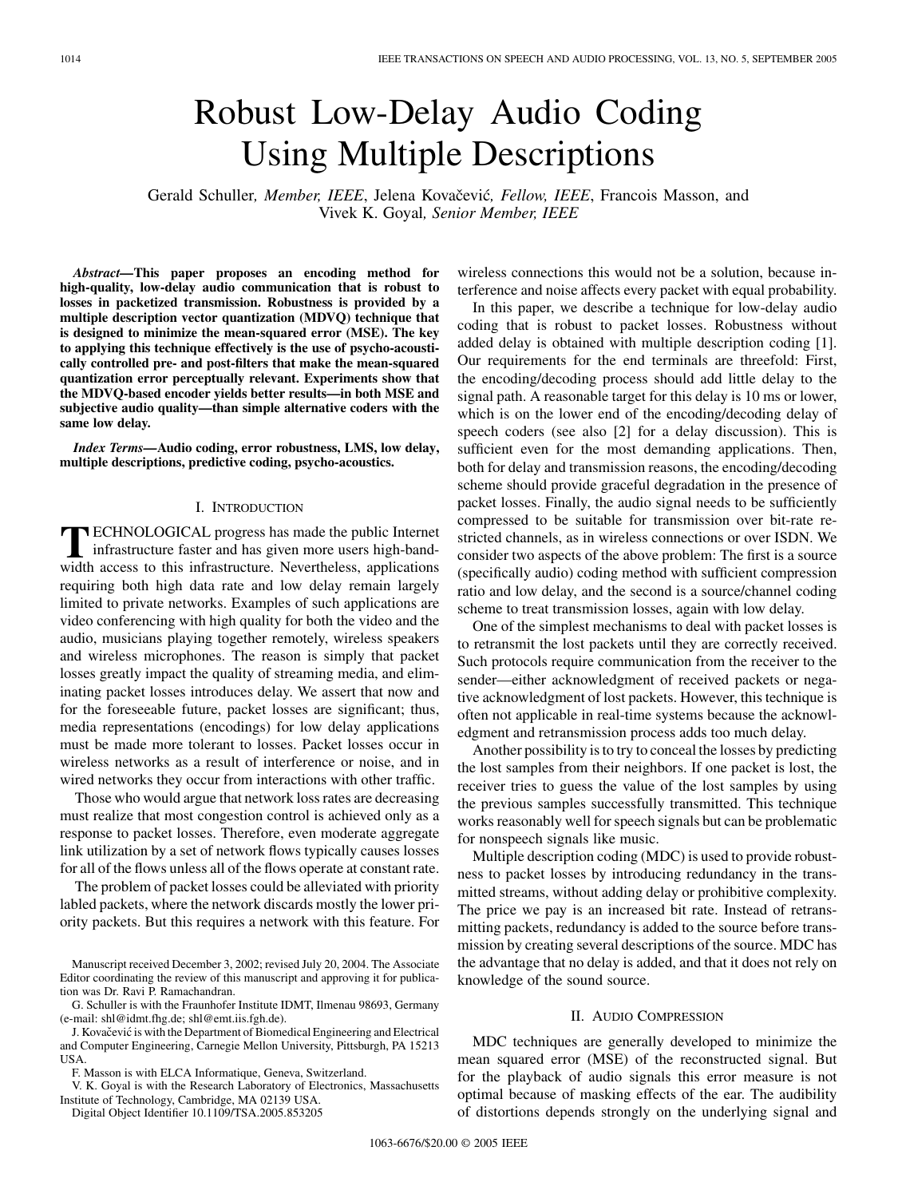# Robust Low-Delay Audio Coding Using Multiple Descriptions

Gerald Schuller, *Member, IEEE*, Jelena Kovačević, *Fellow, IEEE*, Francois Masson, and Vivek K. Goyal, *Senior Member, IEEE*

***Abstract*—This paper proposes an encoding method for high-quality, low-delay audio communication that is robust to losses in packetized transmission. Robustness is provided by a multiple description vector quantization (MDVQ) technique that is designed to minimize the mean-squared error (MSE). The key to applying this technique effectively is the use of psycho-acoustically controlled pre- and post-filters that make the mean-squared quantization error perceptually relevant. Experiments show that the MDVQ-based encoder yields better results—in both MSE and subjective audio quality—than simple alternative coders with the same low delay.**

***Index Terms*—Audio coding, error robustness, LMS, low delay, multiple descriptions, predictive coding, psycho-acoustics.**

## I. Introduction

Technological progress has made the public Internet infrastructure faster and has given more users high-bandwidth access to this infrastructure. Nevertheless, applications requiring both high data rate and low delay remain largely limited to private networks. Examples of such applications are video conferencing with high quality for both the video and the audio, musicians playing together remotely, wireless speakers and wireless microphones. The reason is simply that packet losses greatly impact the quality of streaming media, and eliminating packet losses introduces delay. We assert that now and for the foreseeable future, packet losses are significant; thus, media representations (encodings) for low delay applications must be made more tolerant to losses. Packet losses occur in wireless networks as a result of interference or noise, and in wired networks they occur from interactions with other traffic.

Those who would argue that network loss rates are decreasing must realize that most congestion control is achieved only as a response to packet losses. Therefore, even moderate aggregate link utilization by a set of network flows typically causes losses for all of the flows unless all of the flows operate at constant rate.

The problem of packet losses could be alleviated with priority labled packets, where the network discards mostly the lower priority packets. But this requires a network with this feature. For wireless connections this would not be a solution, because interference and noise affects every packet with equal probability.

In this paper, we describe a technique for low-delay audio coding that is robust to packet losses. Robustness without added delay is obtained with multiple description coding [1]. Our requirements for the end terminals are threefold: First, the encoding/decoding process should add little delay to the signal path. A reasonable target for this delay is 10 ms or lower, which is on the lower end of the encoding/decoding delay of speech coders (see also [2] for a delay discussion). This is sufficient even for the most demanding applications. Then, both for delay and transmission reasons, the encoding/decoding scheme should provide graceful degradation in the presence of packet losses. Finally, the audio signal needs to be sufficiently compressed to be suitable for transmission over bit-rate restricted channels, as in wireless connections or over ISDN. We consider two aspects of the above problem: The first is a source (specifically audio) coding method with sufficient compression ratio and low delay, and the second is a source/channel coding scheme to treat transmission losses, again with low delay.

One of the simplest mechanisms to deal with packet losses is to retransmit the lost packets until they are correctly received. Such protocols require communication from the receiver to the sender—either acknowledgment of received packets or negative acknowledgment of lost packets. However, this technique is often not applicable in real-time systems because the acknowledgment and retransmission process adds too much delay.

Another possibility is to try to conceal the losses by predicting the lost samples from their neighbors. If one packet is lost, the receiver tries to guess the value of the lost samples by using the previous samples successfully transmitted. This technique works reasonably well for speech signals but can be problematic for nonspeech signals like music.

Multiple description coding (MDC) is used to provide robustness to packet losses by introducing redundancy in the transmitted streams, without adding delay or prohibitive complexity. The price we pay is an increased bit rate. Instead of retransmitting packets, redundancy is added to the source before transmission by creating several descriptions of the source. MDC has the advantage that no delay is added, and that it does not rely on knowledge of the sound source.

## II. Audio Compression

MDC techniques are generally developed to minimize the mean squared error (MSE) of the reconstructed signal. But for the playback of audio signals this error measure is not optimal because of masking effects of the ear. The audibility of distortions depends strongly on the underlying signal and

Manuscript received December 3, 2002; revised July 20, 2004. The Associate Editor coordinating the review of this manuscript and approving it for publication was Dr. Ravi P. Ramachandran.

G. Schuller is with the Fraunhofer Institute IDMT, Ilmenau 98693, Germany (e-mail: shl@idmt.fhg.de; shl@emt.iis.fgh.de).

J. Kovačević is with the Department of Biomedical Engineering and Electrical and Computer Engineering, Carnegie Mellon University, Pittsburgh, PA 15213 USA.

F. Masson is with ELCA Informatique, Geneva, Switzerland.

V. K. Goyal is with the Research Laboratory of Electronics, Massachusetts Institute of Technology, Cambridge, MA 02139 USA.

Digital Object Identifier 10.1109/TSA.2005.853205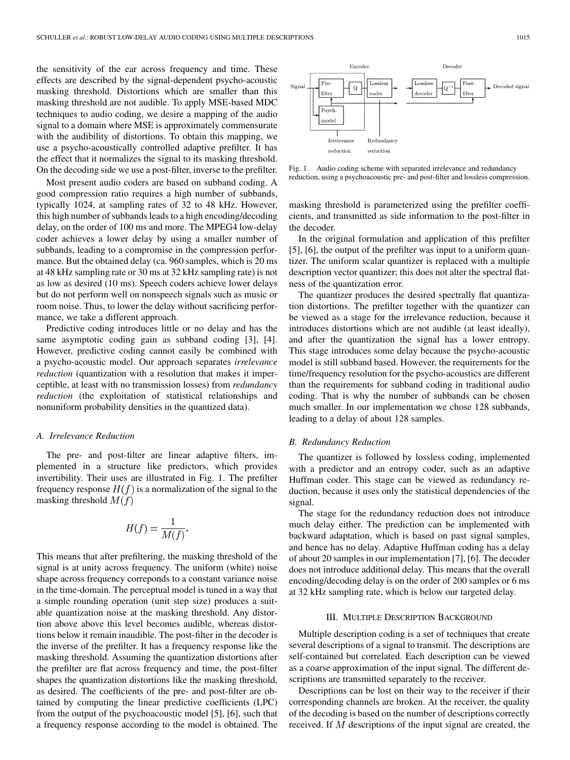the sensitivity of the ear across frequency and time. These effects are described by the signal-dependent psycho-acoustic masking threshold. Distortions which are smaller than this masking threshold are not audible. To apply MSE-based MDC techniques to audio coding, we desire a mapping of the audio signal to a domain where MSE is approximately commensurate with the audibility of distortions. To obtain this mapping, we use a psycho-acoustically controlled adaptive prefilter. It has the effect that it normalizes the signal to its masking threshold. On the decoding side we use a post-filter, inverse to the prefilter.

Most present audio coders are based on subband coding. A good compression ratio requires a high number of subbands, typically 1024, at sampling rates of 32 to 48 kHz. However, this high number of subbands leads to a high encoding/decoding delay, on the order of 100 ms and more. The MPEG4 low-delay coder achieves a lower delay by using a smaller number of subbands, leading to a compromise in the compression performance. But the obtained delay (ca. 960 samples, which is 20 ms at 48 kHz sampling rate or 30 ms at 32 kHz sampling rate) is not as low as desired (10 ms). Speech coders achieve lower delays but do not perform well on nonspeech signals such as music or room noise. Thus, to lower the delay without sacrificing performance, we take a different approach.

Predictive coding introduces little or no delay and has the same asymptotic coding gain as subband coding [3], [4]. However, predictive coding cannot easily be combined with a psycho-acoustic model. Our approach separates *irrelevance reduction* (quantization with a resolution that makes it imperceptible, at least with no transmission losses) from *redundancy reduction* (the exploitation of statistical relationships and nonuniform probability densities in the quantized data).

### A. Irrelevance Reduction

The pre- and post-filter are linear adaptive filters, implemented in a structure like predictors, which provides invertibility. Their uses are illustrated in Fig. 1. The prefilter frequency response $H(f)$ is a normalization of the signal to the masking threshold $M(f)$

$$H(f) = \frac{1}{M(f)}.$$

This means that after prefiltering, the masking threshold of the signal is at unity across frequency. The uniform (white) noise shape across frequency correponds to a constant variance noise in the time-domain. The perceptual model is tuned in a way that a simple rounding operation (unit step size) produces a suitable quantization noise at the masking threshold. Any distortion above above this level becomes audible, whereas distortions below it remain inaudible. The post-filter in the decoder is the inverse of the prefilter. It has a frequency response like the masking threshold. Assuming the quantization distortions after the prefilter are flat across frequency and time, the post-filter shapes the quantization distortions like the masking threshold, as desired. The coefficients of the pre- and post-filter are obtained by computing the linear predictive coefficients (LPC) from the output of the psychoacoustic model [5], [6], such that a frequency response according to the model is obtained. The masking threshold is parameterized using the prefilter coefficients, and transmitted as side information to the post-filter in the decoder.

Fig. 1. Audio coding scheme with separated irrelevance and redundancy reduction, using a psychoacoustic pre- and post-filter and lossless compression.

In the original formulation and application of this prefilter [5], [6], the output of the prefilter was input to a uniform quantizer. The uniform scalar quantizer is replaced with a multiple description vector quantizer; this does not alter the spectral flatness of the quantization error.

The quantizer produces the desired spectrally flat quantization distortions. The prefilter together with the quantizer can be viewed as a stage for the irrelevance reduction, because it introduces distortions which are not audible (at least ideally), and after the quantization the signal has a lower entropy. This stage introduces some delay because the psycho-acoustic model is still subband based. However, the requirements for the time/frequency resolution for the psycho-acoustics are different than the requirements for subband coding in traditional audio coding. That is why the number of subbands can be chosen much smaller. In our implementation we chose 128 subbands, leading to a delay of about 128 samples.

### B. Redundancy Reduction

The quantizer is followed by lossless coding, implemented with a predictor and an entropy coder, such as an adaptive Huffman coder. This stage can be viewed as redundancy reduction, because it uses only the statistical dependencies of the signal.

The stage for the redundancy reduction does not introduce much delay either. The prediction can be implemented with backward adaptation, which is based on past signal samples, and hence has no delay. Adaptive Huffman coding has a delay of about 20 samples in our implementation [7], [6]. The decoder does not introduce additional delay. This means that the overall encoding/decoding delay is on the order of 200 samples or 6 ms at 32 kHz sampling rate, which is below our targeted delay.

## III. Multiple Description Background

Multiple description coding is a set of techniques that create several descriptions of a signal to transmit. The descriptions are self-contained but correlated. Each description can be viewed as a coarse approximation of the input signal. The different descriptions are transmitted separately to the receiver.

Descriptions can be lost on their way to the receiver if their corresponding channels are broken. At the receiver, the quality of the decoding is based on the number of descriptions correctly received. If $M$ descriptions of the input signal are created, the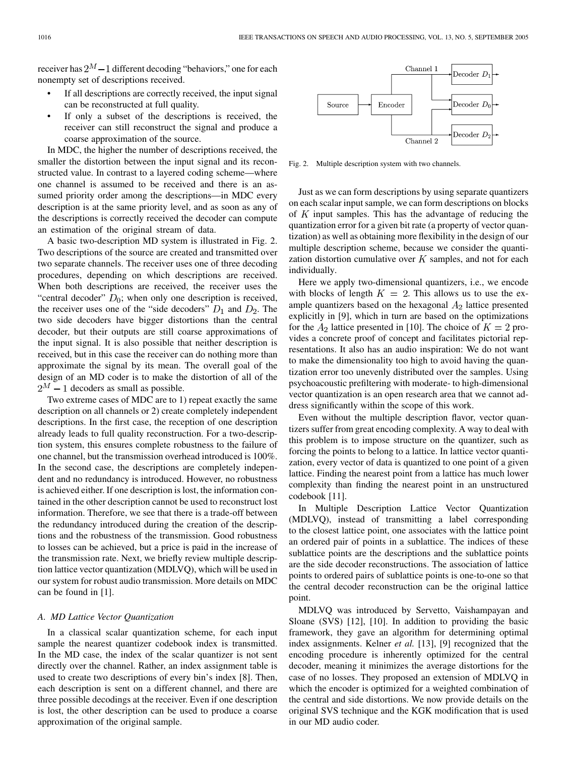receiver has $2^M - 1$ different decoding "behaviors," one for each nonempty set of descriptions received.

- If all descriptions are correctly received, the input signal can be reconstructed at full quality.
- If only a subset of the descriptions is received, the receiver can still reconstruct the signal and produce a coarse approximation of the source.

In MDC, the higher the number of descriptions received, the smaller the distortion between the input signal and its reconstructed value. In contrast to a layered coding scheme—where one channel is assumed to be received and there is an assumed priority order among the descriptions—in MDC every description is at the same priority level, and as soon as any of the descriptions is correctly received the decoder can compute an estimation of the original stream of data.

A basic two-description MD system is illustrated in Fig. 2. Two descriptions of the source are created and transmitted over two separate channels. The receiver uses one of three decoding procedures, depending on which descriptions are received. When both descriptions are received, the receiver uses the "central decoder" $D_0$; when only one description is received, the receiver uses one of the "side decoders" $D_1$ and $D_2$. The two side decoders have bigger distortions than the central decoder, but their outputs are still coarse approximations of the input signal. It is also possible that neither description is received, but in this case the receiver can do nothing more than approximate the signal by its mean. The overall goal of the design of an MD coder is to make the distortion of all of the $2^M - 1$ decoders as small as possible.

Two extreme cases of MDC are to 1) repeat exactly the same description on all channels or 2) create completely independent descriptions. In the first case, the reception of one description already leads to full quality reconstruction. For a two-description system, this ensures complete robustness to the failure of one channel, but the transmission overhead introduced is 100%. In the second case, the descriptions are completely independent and no redundancy is introduced. However, no robustness is achieved either. If one description is lost, the information contained in the other description cannot be used to reconstruct lost information. Therefore, we see that there is a trade-off between the redundancy introduced during the creation of the descriptions and the robustness of the transmission. Good robustness to losses can be achieved, but a price is paid in the increase of the transmission rate. Next, we briefly review multiple description lattice vector quantization (MDLVQ), which will be used in our system for robust audio transmission. More details on MDC can be found in [1].

### A. MD Lattice Vector Quantization

In a classical scalar quantization scheme, for each input sample the nearest quantizer codebook index is transmitted. In the MD case, the index of the scalar quantizer is not sent directly over the channel. Rather, an index assignment table is used to create two descriptions of every bin's index [8]. Then, each description is sent on a different channel, and there are three possible decodings at the receiver. Even if one description is lost, the other description can be used to produce a coarse approximation of the original sample.

Fig. 2. Multiple description system with two channels.

Just as we can form descriptions by using separate quantizers on each scalar input sample, we can form descriptions on blocks of $K$ input samples. This has the advantage of reducing the quantization error for a given bit rate (a property of vector quantization) as well as obtaining more flexibility in the design of our multiple description scheme, because we consider the quantization distortion cumulative over $K$ samples, and not for each individually.

Here we apply two-dimensional quantizers, i.e., we encode with blocks of length $K = 2$. This allows us to use the example quantizers based on the hexagonal $A_2$ lattice presented explicitly in [9], which in turn are based on the optimizations for the $A_2$ lattice presented in [10]. The choice of $K = 2$ provides a concrete proof of concept and facilitates pictorial representations. It also has an audio inspiration: We do not want to make the dimensionality too high to avoid having the quantization error too unevenly distributed over the samples. Using psychoacoustic prefiltering with moderate- to high-dimensional vector quantization is an open research area that we cannot address significantly within the scope of this work.

Even without the multiple description flavor, vector quantizers suffer from great encoding complexity. A way to deal with this problem is to impose structure on the quantizer, such as forcing the points to belong to a lattice. In lattice vector quantization, every vector of data is quantized to one point of a given lattice. Finding the nearest point from a lattice has much lower complexity than finding the nearest point in an unstructured codebook [11].

In Multiple Description Lattice Vector Quantization (MDLVQ), instead of transmitting a label corresponding to the closest lattice point, one associates with the lattice point an ordered pair of points in a sublattice. The indices of these sublattice points are the descriptions and the sublattice points are the side decoder reconstructions. The association of lattice points to ordered pairs of sublattice points is one-to-one so that the central decoder reconstruction can be the original lattice point.

MDLVQ was introduced by Servetto, Vaishampayan and Sloane (SVS) [12], [10]. In addition to providing the basic framework, they gave an algorithm for determining optimal index assignments. Kelner *et al.* [13], [9] recognized that the encoding procedure is inherently optimized for the central decoder, meaning it minimizes the average distortions for the case of no losses. They proposed an extension of MDLVQ in which the encoder is optimized for a weighted combination of the central and side distortions. We now provide details on the original SVS technique and the KGK modification that is used in our MD audio coder.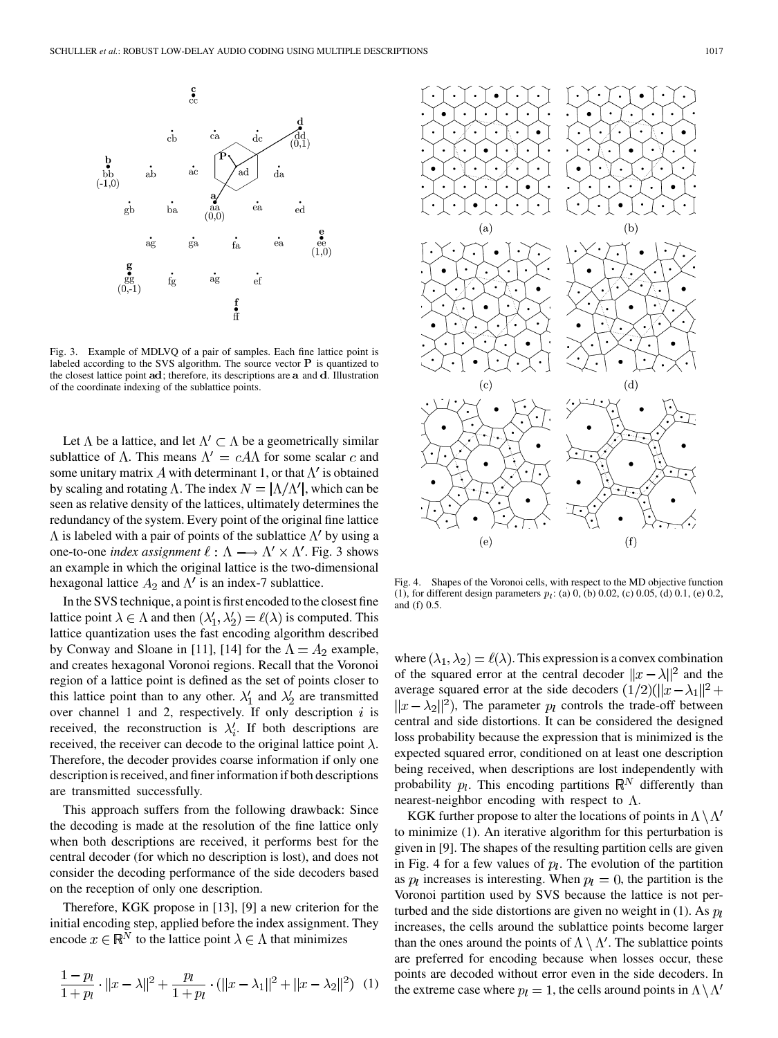Fig. 3. Example of MDLVQ of a pair of samples. Each fine lattice point is labeled according to the SVS algorithm. The source vector $\mathbf{P}$ is quantized to the closest lattice point $\mathbf{ad}$; therefore, its descriptions are $\mathbf{a}$ and $\mathbf{d}$. Illustration of the coordinate indexing of the sublattice points.

Let $\Lambda$ be a lattice, and let $\Lambda' \subset \Lambda$ be a geometrically similar sublattice of $\Lambda$. This means $\Lambda' = cA\Lambda$ for some scalar $c$ and some unitary matrix $A$ with determinant 1, or that $\Lambda'$ is obtained by scaling and rotating $\Lambda$. The index $N = |\Lambda/\Lambda'|$, which can be seen as relative density of the lattices, ultimately determines the redundancy of the system. Every point of the original fine lattice $\Lambda$ is labeled with a pair of points of the sublattice $\Lambda'$ by using a one-to-one *index assignment* $\ell : \Lambda \longrightarrow \Lambda' \times \Lambda'$. Fig. 3 shows an example in which the original lattice is the two-dimensional hexagonal lattice $A_2$ and $\Lambda'$ is an index-7 sublattice.

In the SVS technique, a point is first encoded to the closest fine lattice point $\lambda \in \Lambda$ and then $(\lambda'_1, \lambda'_2) = \ell(\lambda)$ is computed. This lattice quantization uses the fast encoding algorithm described by Conway and Sloane in [11], [14] for the $\Lambda = A_2$ example, and creates hexagonal Voronoi regions. Recall that the Voronoi region of a lattice point is defined as the set of points closer to this lattice point than to any other. $\lambda'_1$ and $\lambda'_2$ are transmitted over channel 1 and 2, respectively. If only description $i$ is received, the reconstruction is $\lambda'_i$. If both descriptions are received, the receiver can decode to the original lattice point $\lambda$. Therefore, the decoder provides coarse information if only one description is received, and finer information if both descriptions are transmitted successfully.

This approach suffers from the following drawback: Since the decoding is made at the resolution of the fine lattice only when both descriptions are received, it performs best for the central decoder (for which no description is lost), and does not consider the decoding performance of the side decoders based on the reception of only one description.

Therefore, KGK propose in [13], [9] a new criterion for the initial encoding step, applied before the index assignment. They encode $x \in \mathbb{R}^N$ to the lattice point $\lambda \in \Lambda$ that minimizes

$$\frac{1-p_l}{1+p_l} \cdot \|x-\lambda\|^2 + \frac{p_l}{1+p_l} \cdot \left(\|x-\lambda_1\|^2 + \|x-\lambda_2\|^2\right) \quad (1)$$

Fig. 4. Shapes of the Voronoi cells, with respect to the MD objective function (1), for different design parameters $p_l$: (a) 0, (b) 0.02, (c) 0.05, (d) 0.1, (e) 0.2, and (f) 0.5.

where $(\lambda_1, \lambda_2) = \ell(\lambda)$. This expression is a convex combination of the squared error at the central decoder $\|x-\lambda\|^2$ and the average squared error at the side decoders $(1/2)(\|x-\lambda_1\|^2 + \|x-\lambda_2\|^2)$. The parameter $p_l$ controls the trade-off between central and side distortions. It can be considered the designed loss probability because the expression that is minimized is the expected squared error, conditioned on at least one description being received, when descriptions are lost independently with probability $p_l$. This encoding partitions $\mathbb{R}^N$ differently than nearest-neighbor encoding with respect to $\Lambda$.

KGK further propose to alter the locations of points in $\Lambda \setminus \Lambda'$ to minimize (1). An iterative algorithm for this perturbation is given in [9]. The shapes of the resulting partition cells are given in Fig. 4 for a few values of $p_l$. The evolution of the partition as $p_l$ increases is interesting. When $p_l = 0$, the partition is the Voronoi partition used by SVS because the lattice is not perturbed and the side distortions are given no weight in (1). As $p_l$ increases, the cells around the sublattice points become larger than the ones around the points of $\Lambda \setminus \Lambda'$. The sublattice points are preferred for encoding because when losses occur, these points are decoded without error even in the side decoders. In the extreme case where $p_l = 1$, the cells around points in $\Lambda \setminus \Lambda'$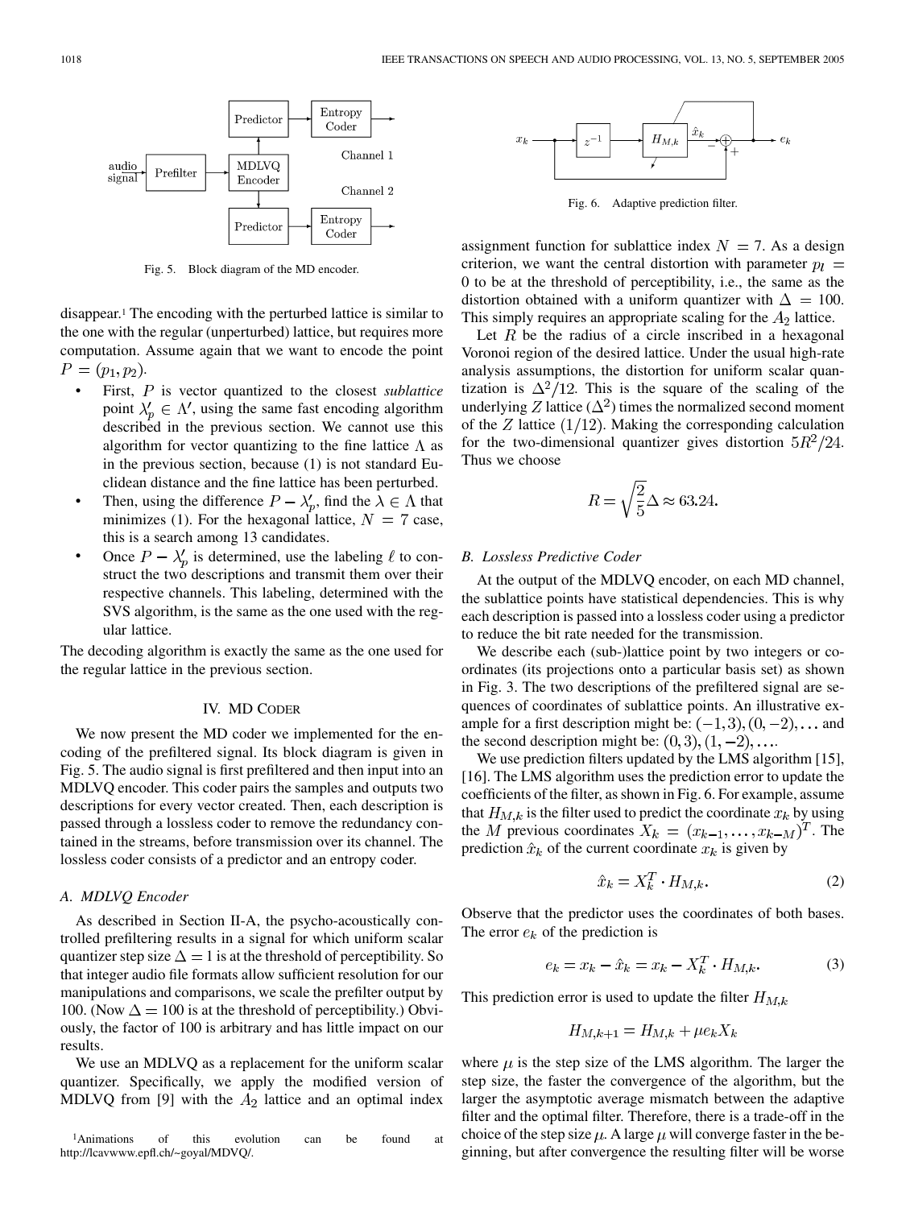disappear.[1] The encoding with the perturbed lattice is similar to the one with the regular (unperturbed) lattice, but requires more computation. Assume again that we want to encode the point $P = (p_1, p_2)$.

- First, $P$ is vector quantized to the closest *sublattice* point $\lambda'_p \in \Lambda'$, using the same fast encoding algorithm described in the previous section. We cannot use this algorithm for vector quantizing to the fine lattice $\Lambda$ as in the previous section, because (1) is not standard Euclidean distance and the fine lattice has been perturbed.
- Then, using the difference $P - \lambda'_p$, find the $\lambda \in \Lambda$ that minimizes (1). For the hexagonal lattice, $N = 7$ case, this is a search among 13 candidates.
- Once $P - \lambda'_p$ is determined, use the labeling $\ell$ to construct the two descriptions and transmit them over their respective channels. This labeling, determined with the SVS algorithm, is the same as the one used with the regular lattice.

The decoding algorithm is exactly the same as the one used for the regular lattice in the previous section.

## IV. MD Coder

We now present the MD coder we implemented for the encoding of the prefiltered signal. Its block diagram is given in Fig. 5. The audio signal is first prefiltered and then input into an MDLVQ encoder. This coder pairs the samples and outputs two descriptions for every vector created. Then, each description is passed through a lossless coder to remove the redundancy contained in the streams, before transmission over its channel. The lossless coder consists of a predictor and an entropy coder.

Fig. 5. Block diagram of the MD encoder.

### A. MDLVQ Encoder

As described in Section II-A, the psycho-acoustically controlled prefiltering results in a signal for which uniform scalar quantizer step size $\Delta = 1$ is at the threshold of perceptibility. So that integer audio file formats allow sufficient resolution for our manipulations and comparisons, we scale the prefilter output by 100. (Now $\Delta = 100$ is at the threshold of perceptibility.) Obviously, the factor of 100 is arbitrary and has little impact on our results.

We use an MDLVQ as a replacement for the uniform scalar quantizer. Specifically, we apply the modified version of MDLVQ from [9] with the $A_2$ lattice and an optimal index assignment function for sublattice index $N = 7$. As a design criterion, we want the central distortion with parameter $p_l = 0$ to be at the threshold of perceptibility, i.e., the same as the distortion obtained with a uniform quantizer with $\Delta = 100$. This simply requires an appropriate scaling for the $A_2$ lattice.

Let $R$ be the radius of a circle inscribed in a hexagonal Voronoi region of the desired lattice. Under the usual high-rate analysis assumptions, the distortion for uniform scalar quantization is $\Delta^2/12$. This is the square of the scaling of the underlying $Z$ lattice ($\Delta^2$) times the normalized second moment of the $Z$ lattice $(1/12)$. Making the corresponding calculation for the two-dimensional quantizer gives distortion $5R^2/24$. Thus we choose

$$R = \sqrt{\frac{2}{5}}\Delta \approx 63.24.$$

### B. Lossless Predictive Coder

At the output of the MDLVQ encoder, on each MD channel, the sublattice points have statistical dependencies. This is why each description is passed into a lossless coder using a predictor to reduce the bit rate needed for the transmission.

We describe each (sub-)lattice point by two integers or coordinates (its projections onto a particular basis set) as shown in Fig. 3. The two descriptions of the prefiltered signal are sequences of coordinates of sublattice points. An illustrative example for a first description might be: $(-1, 3), (0, -2), \ldots$ and the second description might be: $(0, 3), (1, -2), \ldots$.

Fig. 6. Adaptive prediction filter.

We use prediction filters updated by the LMS algorithm [15], [16]. The LMS algorithm uses the prediction error to update the coefficients of the filter, as shown in Fig. 6. For example, assume that $H_{M,k}$ is the filter used to predict the coordinate $x_k$ by using the $M$ previous coordinates $X_k = (x_{k-1}, \ldots, x_{k-M})^T$. The prediction $\hat{x}_k$ of the current coordinate $x_k$ is given by

$$\hat{x}_k = X_k^T \cdot H_{M,k}. \tag{2}$$

Observe that the predictor uses the coordinates of both bases. The error $e_k$ of the prediction is

$$e_k = x_k - \hat{x}_k = x_k - X_k^T \cdot H_{M,k}. \tag{3}$$

This prediction error is used to update the filter $H_{M,k}$

$$H_{M,k+1} = H_{M,k} + \mu e_k X_k$$

where $\mu$ is the step size of the LMS algorithm. The larger the step size, the faster the convergence of the algorithm, but the larger the asymptotic average mismatch between the adaptive filter and the optimal filter. Therefore, there is a trade-off in the choice of the step size $\mu$. A large $\mu$ will converge faster in the beginning, but after convergence the resulting filter will be worse

[1] Animations of this evolution can be found at http://lcavwww.epfl.ch/~goyal/MDVQ/.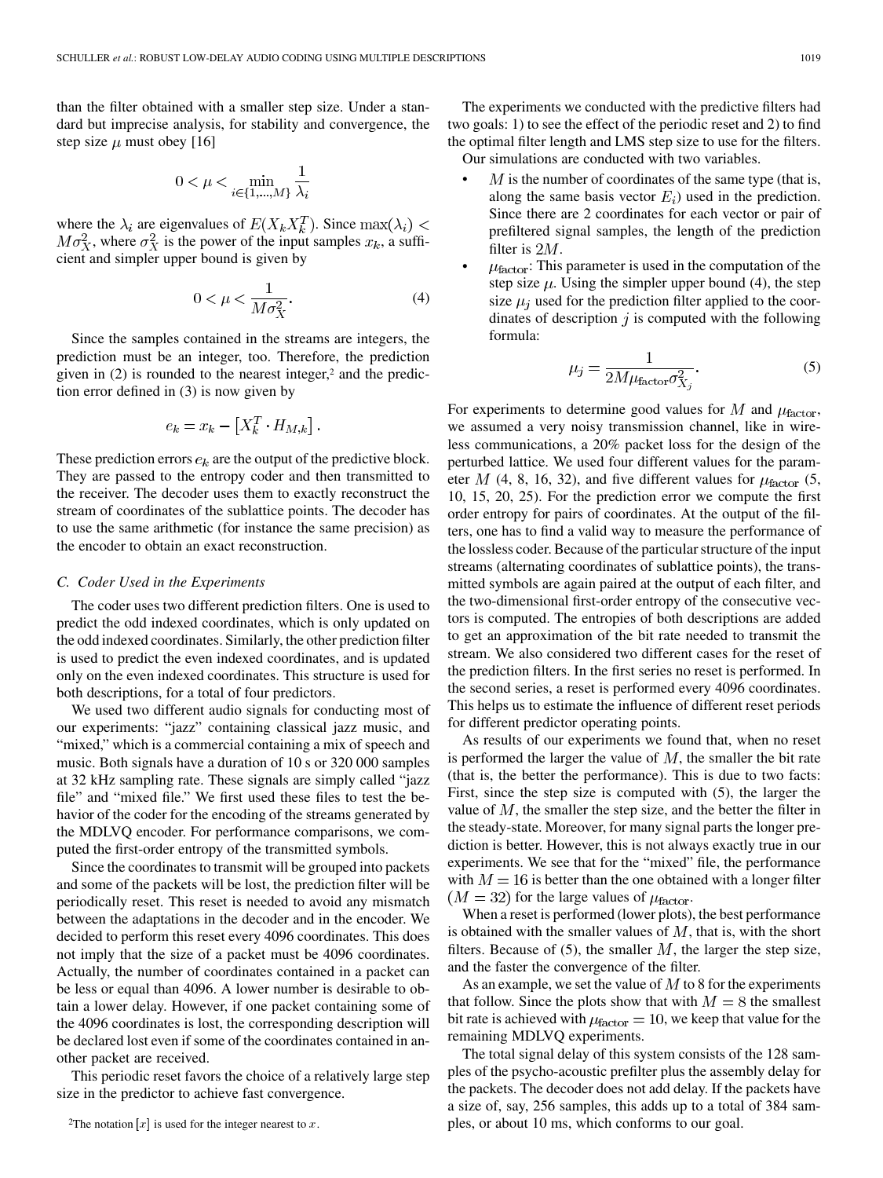than the filter obtained with a smaller step size. Under a standard but imprecise analysis, for stability and convergence, the step size $\mu$ must obey [16]

$$0 < \mu < \min_{i \in \{1,\ldots,M\}} \frac{1}{\lambda_i}$$

where the $\lambda_i$ are eigenvalues of $E(X_k X_k^T)$. Since $\max(\lambda_i) < M\sigma_X^2$, where $\sigma_X^2$ is the power of the input samples $x_k$, a sufficient and simpler upper bound is given by

$$0 < \mu < \frac{1}{M\sigma_X^2}. \tag{4}$$

Since the samples contained in the streams are integers, the prediction must be an integer, too. Therefore, the prediction given in (2) is rounded to the nearest integer,[2] and the prediction error defined in (3) is now given by

$$e_k = x_k - \left[X_k^T \cdot H_{M,k}\right].$$

These prediction errors $e_k$ are the output of the predictive block. They are passed to the entropy coder and then transmitted to the receiver. The decoder uses them to exactly reconstruct the stream of coordinates of the sublattice points. The decoder has to use the same arithmetic (for instance the same precision) as the encoder to obtain an exact reconstruction.

### C. Coder Used in the Experiments

The coder uses two different prediction filters. One is used to predict the odd indexed coordinates, which is only updated on the odd indexed coordinates. Similarly, the other prediction filter is used to predict the even indexed coordinates, and is updated only on the even indexed coordinates. This structure is used for both descriptions, for a total of four predictors.

We used two different audio signals for conducting most of our experiments: "jazz" containing classical jazz music, and "mixed," which is a commercial containing a mix of speech and music. Both signals have a duration of 10 s or 320 000 samples at 32 kHz sampling rate. These signals are simply called "jazz file" and "mixed file." We first used these files to test the behavior of the coder for the encoding of the streams generated by the MDLVQ encoder. For performance comparisons, we computed the first-order entropy of the transmitted symbols.

Since the coordinates to transmit will be grouped into packets and some of the packets will be lost, the prediction filter will be periodically reset. This reset is needed to avoid any mismatch between the adaptations in the decoder and in the encoder. We decided to perform this reset every 4096 coordinates. This does not imply that the size of a packet must be 4096 coordinates. Actually, the number of coordinates contained in a packet can be less or equal than 4096. A lower number is desirable to obtain a lower delay. However, if one packet containing some of the 4096 coordinates is lost, the corresponding description will be declared lost even if some of the coordinates contained in another packet are received.

This periodic reset favors the choice of a relatively large step size in the predictor to achieve fast convergence.

[2]The notation $[x]$ is used for the integer nearest to $x$.

The experiments we conducted with the predictive filters had two goals: 1) to see the effect of the periodic reset and 2) to find the optimal filter length and LMS step size to use for the filters.

Our simulations are conducted with two variables.

- $M$ is the number of coordinates of the same type (that is, along the same basis vector $E_i$) used in the prediction. Since there are 2 coordinates for each vector or pair of prefiltered signal samples, the length of the prediction filter is $2M$.
- $\mu_{\text{factor}}$: This parameter is used in the computation of the step size $\mu$. Using the simpler upper bound (4), the step size $\mu_j$ used for the prediction filter applied to the coordinates of description $j$ is computed with the following formula:

$$\mu_j = \frac{1}{2M\mu_{\text{factor}}\sigma_{X_j}^2}. \tag{5}$$

For experiments to determine good values for $M$ and $\mu_{\text{factor}}$, we assumed a very noisy transmission channel, like in wireless communications, a 20% packet loss for the design of the perturbed lattice. We used four different values for the parameter $M$ (4, 8, 16, 32), and five different values for $\mu_{\text{factor}}$ (5, 10, 15, 20, 25). For the prediction error we compute the first order entropy for pairs of coordinates. At the output of the filters, one has to find a valid way to measure the performance of the lossless coder. Because of the particular structure of the input streams (alternating coordinates of sublattice points), the transmitted symbols are again paired at the output of each filter, and the two-dimensional first-order entropy of the consecutive vectors is computed. The entropies of both descriptions are added to get an approximation of the bit rate needed to transmit the stream. We also considered two different cases for the reset of the prediction filters. In the first series no reset is performed. In the second series, a reset is performed every 4096 coordinates. This helps us to estimate the influence of different reset periods for different predictor operating points.

As results of our experiments we found that, when no reset is performed the larger the value of $M$, the smaller the bit rate (that is, the better the performance). This is due to two facts: First, since the step size is computed with (5), the larger the value of $M$, the smaller the step size, and the better the filter in the steady-state. Moreover, for many signal parts the longer prediction is better. However, this is not always exactly true in our experiments. We see that for the "mixed" file, the performance with $M = 16$ is better than the one obtained with a longer filter ($M = 32$) for the large values of $\mu_{\text{factor}}$.

When a reset is performed (lower plots), the best performance is obtained with the smaller values of $M$, that is, with the short filters. Because of (5), the smaller $M$, the larger the step size, and the faster the convergence of the filter.

As an example, we set the value of $M$ to 8 for the experiments that follow. Since the plots show that with $M = 8$ the smallest bit rate is achieved with $\mu_{\text{factor}} = 10$, we keep that value for the remaining MDLVQ experiments.

The total signal delay of this system consists of the 128 samples of the psycho-acoustic prefilter plus the assembly delay for the packets. The decoder does not add delay. If the packets have a size of, say, 256 samples, this adds up to a total of 384 samples, or about 10 ms, which conforms to our goal.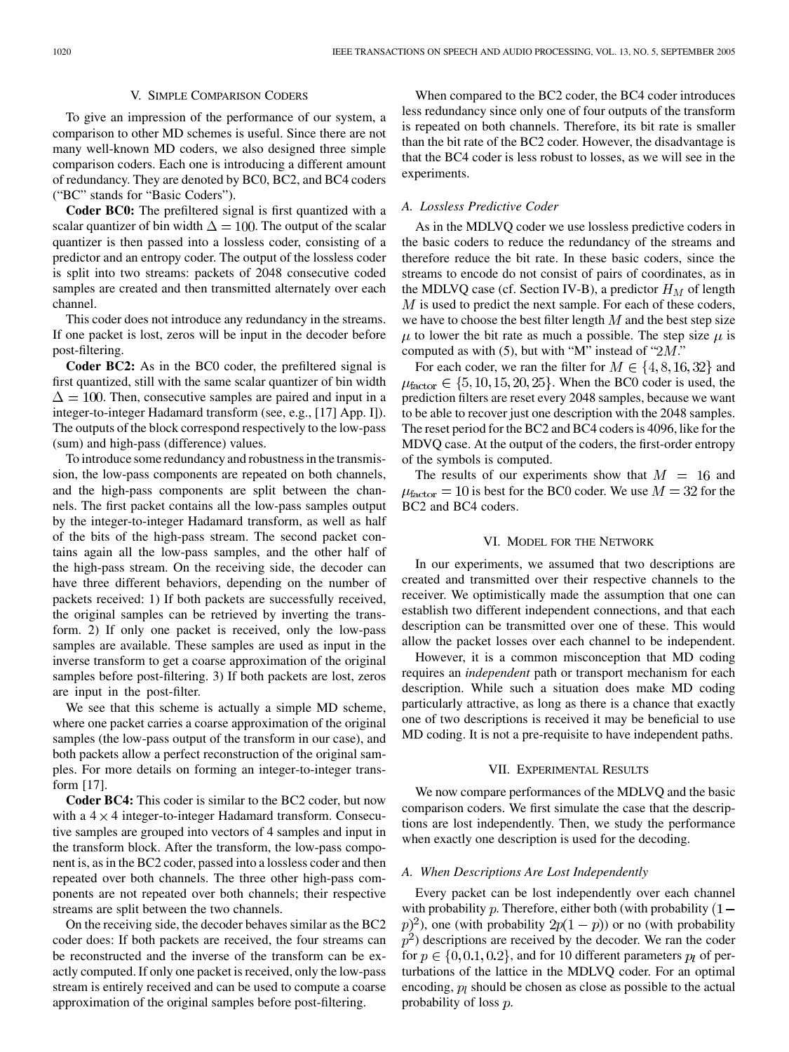## V. Simple Comparison Coders

To give an impression of the performance of our system, a comparison to other MD schemes is useful. Since there are not many well-known MD coders, we also designed three simple comparison coders. Each one is introducing a different amount of redundancy. They are denoted by BC0, BC2, and BC4 coders ("BC" stands for "Basic Coders").

**Coder BC0:** The prefiltered signal is first quantized with a scalar quantizer of bin width $\Delta = 100$. The output of the scalar quantizer is then passed into a lossless coder, consisting of a predictor and an entropy coder. The output of the lossless coder is split into two streams: packets of 2048 consecutive coded samples are created and then transmitted alternately over each channel.

This coder does not introduce any redundancy in the streams. If one packet is lost, zeros will be input in the decoder before post-filtering.

**Coder BC2:** As in the BC0 coder, the prefiltered signal is first quantized, still with the same scalar quantizer of bin width $\Delta = 100$. Then, consecutive samples are paired and input in a integer-to-integer Hadamard transform (see, e.g., [17] App. I]). The outputs of the block correspond respectively to the low-pass (sum) and high-pass (difference) values.

To introduce some redundancy and robustness in the transmission, the low-pass components are repeated on both channels, and the high-pass components are split between the channels. The first packet contains all the low-pass samples output by the integer-to-integer Hadamard transform, as well as half of the bits of the high-pass stream. The second packet contains again all the low-pass samples, and the other half of the high-pass stream. On the receiving side, the decoder can have three different behaviors, depending on the number of packets received: 1) If both packets are successfully received, the original samples can be retrieved by inverting the transform. 2) If only one packet is received, only the low-pass samples are available. These samples are used as input in the inverse transform to get a coarse approximation of the original samples before post-filtering. 3) If both packets are lost, zeros are input in the post-filter.

We see that this scheme is actually a simple MD scheme, where one packet carries a coarse approximation of the original samples (the low-pass output of the transform in our case), and both packets allow a perfect reconstruction of the original samples. For more details on forming an integer-to-integer transform [17].

**Coder BC4:** This coder is similar to the BC2 coder, but now with a $4 \times 4$ integer-to-integer Hadamard transform. Consecutive samples are grouped into vectors of 4 samples and input in the transform block. After the transform, the low-pass component is, as in the BC2 coder, passed into a lossless coder and then repeated over both channels. The three other high-pass components are not repeated over both channels; their respective streams are split between the two channels.

On the receiving side, the decoder behaves similar as the BC2 coder does: If both packets are received, the four streams can be reconstructed and the inverse of the transform can be exactly computed. If only one packet is received, only the low-pass stream is entirely received and can be used to compute a coarse approximation of the original samples before post-filtering.

When compared to the BC2 coder, the BC4 coder introduces less redundancy since only one of four outputs of the transform is repeated on both channels. Therefore, its bit rate is smaller than the bit rate of the BC2 coder. However, the disadvantage is that the BC4 coder is less robust to losses, as we will see in the experiments.

### A. Lossless Predictive Coder

As in the MDLVQ coder we use lossless predictive coders in the basic coders to reduce the redundancy of the streams and therefore reduce the bit rate. In these basic coders, since the streams to encode do not consist of pairs of coordinates, as in the MDLVQ case (cf. Section IV-B), a predictor $H_M$ of length $M$ is used to predict the next sample. For each of these coders, we have to choose the best filter length $M$ and the best step size $\mu$ to lower the bit rate as much a possible. The step size $\mu$ is computed as with (5), but with "M" instead of "$2M$."

For each coder, we ran the filter for $M \in \{4, 8, 16, 32\}$ and $\mu_{\text{factor}} \in \{5, 10, 15, 20, 25\}$. When the BC0 coder is used, the prediction filters are reset every 2048 samples, because we want to be able to recover just one description with the 2048 samples. The reset period for the BC2 and BC4 coders is 4096, like for the MDVQ case. At the output of the coders, the first-order entropy of the symbols is computed.

The results of our experiments show that $M = 16$ and $\mu_{\text{factor}} = 10$ is best for the BC0 coder. We use $M = 32$ for the BC2 and BC4 coders.

## VI. Model for the Network

In our experiments, we assumed that two descriptions are created and transmitted over their respective channels to the receiver. We optimistically made the assumption that one can establish two different independent connections, and that each description can be transmitted over one of these. This would allow the packet losses over each channel to be independent.

However, it is a common misconception that MD coding requires an *independent* path or transport mechanism for each description. While such a situation does make MD coding particularly attractive, as long as there is a chance that exactly one of two descriptions is received it may be beneficial to use MD coding. It is not a pre-requisite to have independent paths.

## VII. Experimental Results

We now compare performances of the MDLVQ and the basic comparison coders. We first simulate the case that the descriptions are lost independently. Then, we study the performance when exactly one description is used for the decoding.

### A. When Descriptions Are Lost Independently

Every packet can be lost independently over each channel with probability $p$. Therefore, either both (with probability $(1-p)^2$), one (with probability $2p(1-p)$) or no (with probability $p^2$) descriptions are received by the decoder. We ran the coder for $p \in \{0, 0.1, 0.2\}$, and for 10 different parameters $p_l$ of perturbations of the lattice in the MDLVQ coder. For an optimal encoding, $p_l$ should be chosen as close as possible to the actual probability of loss $p$.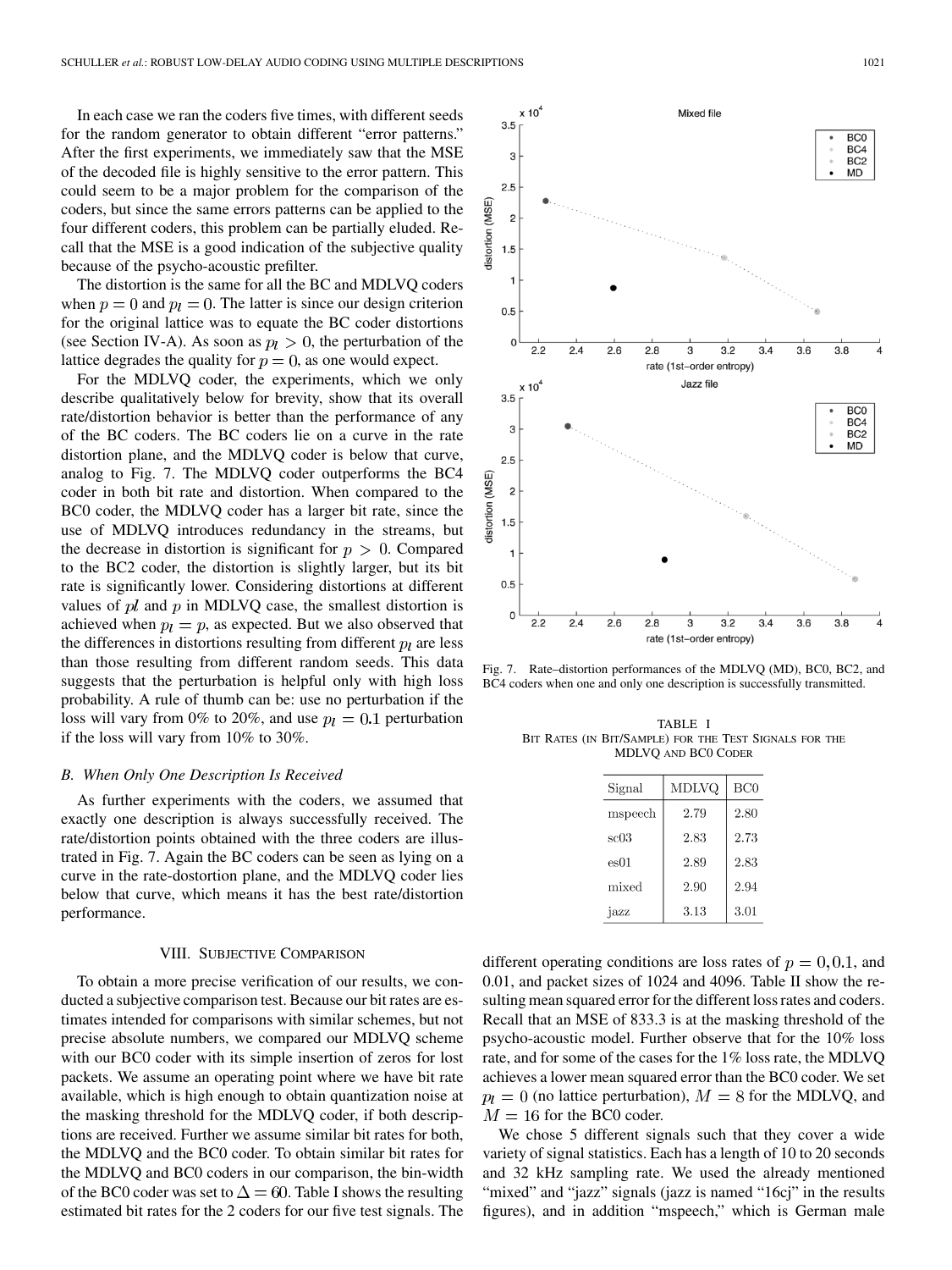In each case we ran the coders five times, with different seeds for the random generator to obtain different "error patterns." After the first experiments, we immediately saw that the MSE of the decoded file is highly sensitive to the error pattern. This could seem to be a major problem for the comparison of the coders, but since the same errors patterns can be applied to the four different coders, this problem can be partially eluded. Recall that the MSE is a good indication of the subjective quality because of the psycho-acoustic prefilter.

The distortion is the same for all the BC and MDLVQ coders when $p = 0$ and $p_l = 0$. The latter is since our design criterion for the original lattice was to equate the BC coder distortions (see Section IV-A). As soon as $p_l > 0$, the perturbation of the lattice degrades the quality for $p = 0$, as one would expect.

For the MDLVQ coder, the experiments, which we only describe qualitatively below for brevity, show that its overall rate/distortion behavior is better than the performance of any of the BC coders. The BC coders lie on a curve in the rate distortion plane, and the MDLVQ coder is below that curve, analog to Fig. 7. The MDLVQ coder outperforms the BC4 coder in both bit rate and distortion. When compared to the BC0 coder, the MDLVQ coder has a larger bit rate, since the use of MDLVQ introduces redundancy in the streams, but the decrease in distortion is significant for $p > 0$. Compared to the BC2 coder, the distortion is slightly larger, but its bit rate is significantly lower. Considering distortions at different values of $pl$ and $p$ in MDLVQ case, the smallest distortion is achieved when $p_l = p$, as expected. But we also observed that the differences in distortions resulting from different $p_l$ are less than those resulting from different random seeds. This data suggests that the perturbation is helpful only with high loss probability. A rule of thumb can be: use no perturbation if the loss will vary from 0% to 20%, and use $p_l = 0.1$ perturbation if the loss will vary from 10% to 30%.

### B. When Only One Description Is Received

As further experiments with the coders, we assumed that exactly one description is always successfully received. The rate/distortion points obtained with the three coders are illustrated in Fig. 7. Again the BC coders can be seen as lying on a curve in the rate-dostortion plane, and the MDLVQ coder lies below that curve, which means it has the best rate/distortion performance.

Fig. 7. Rate–distortion performances of the MDLVQ (MD), BC0, BC2, and BC4 coders when one and only one description is successfully transmitted.

## VIII. Subjective Comparison

To obtain a more precise verification of our results, we conducted a subjective comparison test. Because our bit rates are estimates intended for comparisons with similar schemes, but not precise absolute numbers, we compared our MDLVQ scheme with our BC0 coder with its simple insertion of zeros for lost packets. We assume an operating point where we have bit rate available, which is high enough to obtain quantization noise at the masking threshold for the MDLVQ coder, if both descriptions are received. Further we assume similar bit rates for both, the MDLVQ and the BC0 coder. To obtain similar bit rates for the MDLVQ and BC0 coders in our comparison, the bin-width of the BC0 coder was set to $\Delta = 60$. Table I shows the resulting estimated bit rates for the 2 coders for our five test signals. The different operating conditions are loss rates of $p = 0, 0.1$, and 0.01, and packet sizes of 1024 and 4096. Table II show the resulting mean squared error for the different loss rates and coders. Recall that an MSE of 833.3 is at the masking threshold of the psycho-acoustic model. Further observe that for the 10% loss rate, and for some of the cases for the 1% loss rate, the MDLVQ achieves a lower mean squared error than the BC0 coder. We set $p_l = 0$ (no lattice perturbation), $M = 8$ for the MDLVQ, and $M = 16$ for the BC0 coder.

TABLE I
Bit Rates (in Bit/Sample) for the Test Signals for the MDLVQ and BC0 Coder

| Signal | MDLVQ | BC0 |
|---|---|---|
| mspeech | 2.79 | 2.80 |
| sc03 | 2.83 | 2.73 |
| es01 | 2.89 | 2.83 |
| mixed | 2.90 | 2.94 |
| jazz | 3.13 | 3.01 |

We chose 5 different signals such that they cover a wide variety of signal statistics. Each has a length of 10 to 20 seconds and 32 kHz sampling rate. We used the already mentioned "mixed" and "jazz" signals (jazz is named "16cj" in the results figures), and in addition "mspeech," which is German male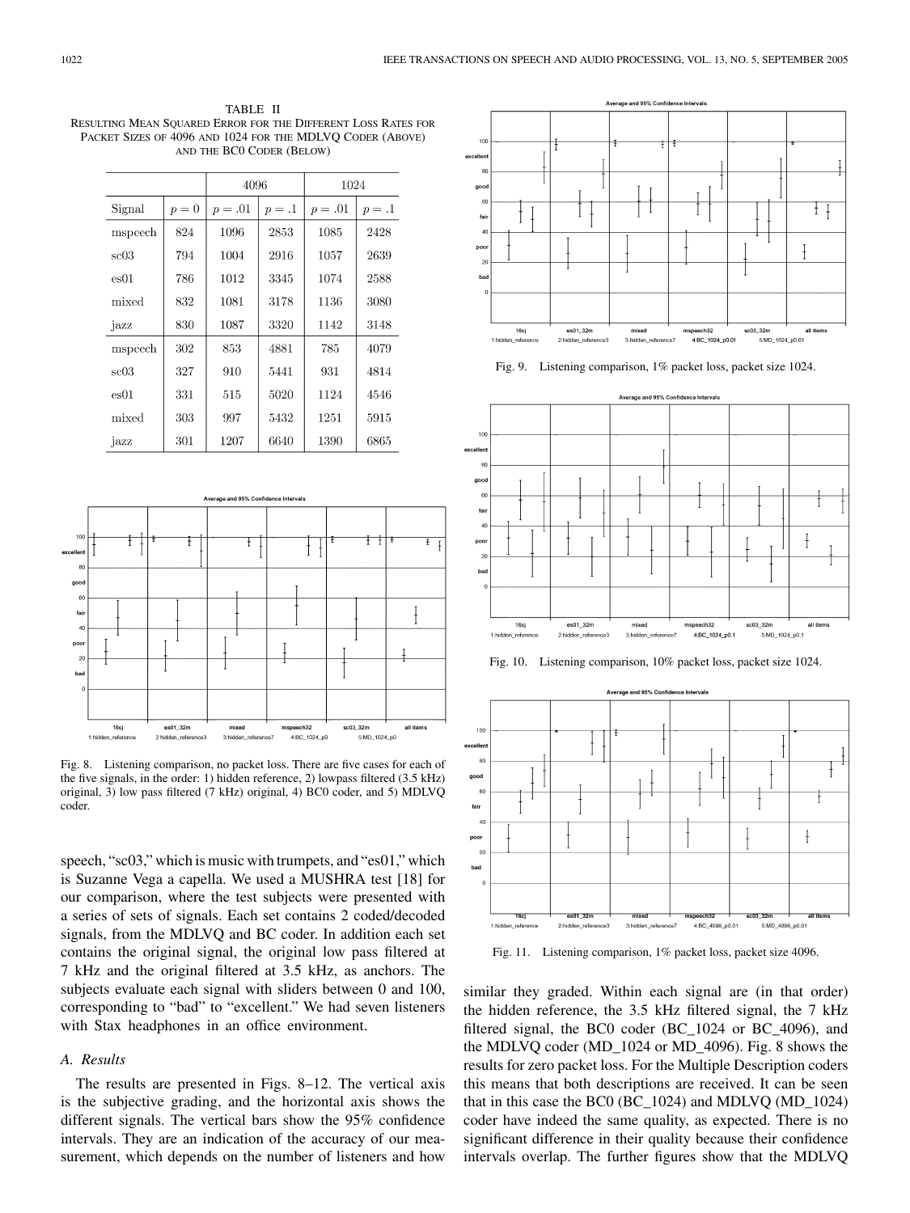TABLE II
RESULTING MEAN SQUARED ERROR FOR THE DIFFERENT LOSS RATES FOR PACKET SIZES OF 4096 AND 1024 FOR THE MDLVQ CODER (ABOVE) AND THE BC0 CODER (BELOW)

| | | 4096 | | 1024 | |
|---|---|---|---|---|---|
| Signal | $p = 0$ | $p = .01$ | $p = .1$ | $p = .01$ | $p = .1$ |
| mspeech | 824 | 1096 | 2853 | 1085 | 2428 |
| sc03 | 794 | 1004 | 2916 | 1057 | 2639 |
| es01 | 786 | 1012 | 3345 | 1074 | 2588 |
| mixed | 832 | 1081 | 3178 | 1136 | 3080 |
| jazz | 830 | 1087 | 3320 | 1142 | 3148 |
| mspeech | 302 | 853 | 4881 | 785 | 4079 |
| sc03 | 327 | 910 | 5441 | 931 | 4814 |
| es01 | 331 | 515 | 5020 | 1124 | 4546 |
| mixed | 303 | 997 | 5432 | 1251 | 5915 |
| jazz | 301 | 1207 | 6640 | 1390 | 6865 |

Fig. 8. Listening comparison, no packet loss. There are five cases for each of the five signals, in the order: 1) hidden reference, 2) lowpass filtered (3.5 kHz) original, 3) low pass filtered (7 kHz) original, 4) BC0 coder, and 5) MDLVQ coder.

speech, "sc03," which is music with trumpets, and "es01," which is Suzanne Vega a capella. We used a MUSHRA test [18] for our comparison, where the test subjects were presented with a series of sets of signals. Each set contains 2 coded/decoded signals, from the MDLVQ and BC coder. In addition each set contains the original signal, the original low pass filtered at 7 kHz and the original filtered at 3.5 kHz, as anchors. The subjects evaluate each signal with sliders between 0 and 100, corresponding to "bad" to "excellent." We had seven listeners with Stax headphones in an office environment.

### A. Results

The results are presented in Figs. 8–12. The vertical axis is the subjective grading, and the horizontal axis shows the different signals. The vertical bars show the 95% confidence intervals. They are an indication of the accuracy of our measurement, which depends on the number of listeners and how similar they graded. Within each signal are (in that order) the hidden reference, the 3.5 kHz filtered signal, the 7 kHz filtered signal, the BC0 coder (BC_1024 or BC_4096), and the MDLVQ coder (MD_1024 or MD_4096). Fig. 8 shows the results for zero packet loss. For the Multiple Description coders this means that both descriptions are received. It can be seen that in this case the BC0 (BC_1024) and MDLVQ (MD_1024) coder have indeed the same quality, as expected. There is no significant difference in their quality because their confidence intervals overlap. The further figures show that the MDLVQ

Fig. 9. Listening comparison, 1% packet loss, packet size 1024.

Fig. 10. Listening comparison, 10% packet loss, packet size 1024.

Fig. 11. Listening comparison, 1% packet loss, packet size 4096.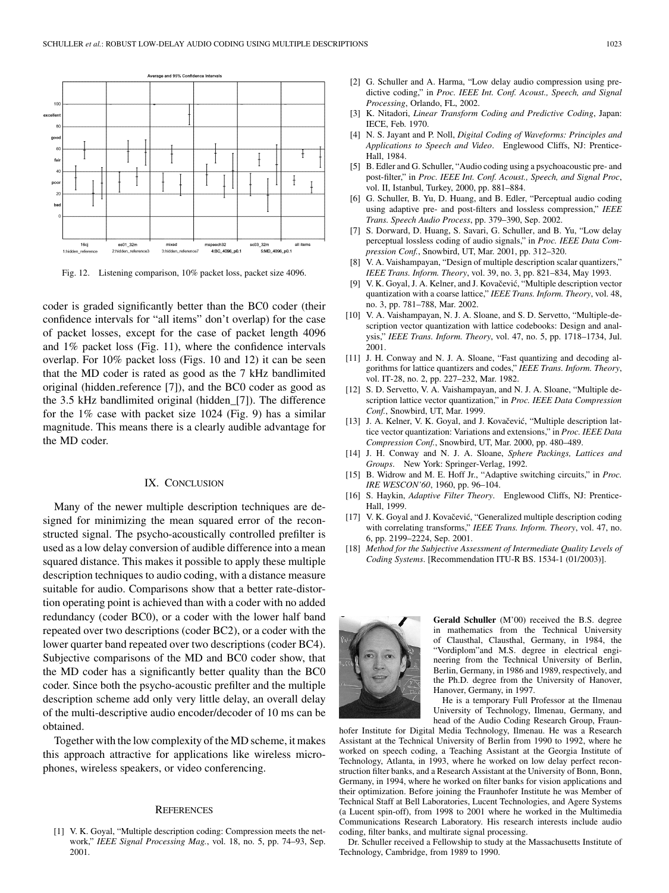Fig. 12. Listening comparison, 10% packet loss, packet size 4096.

coder is graded significantly better than the BC0 coder (their confidence intervals for "all items" don't overlap) for the case of packet losses, except for the case of packet length 4096 and 1% packet loss (Fig. 11), where the confidence intervals overlap. For 10% packet loss (Figs. 10 and 12) it can be seen that the MD coder is rated as good as the 7 kHz bandlimited original (hidden_reference [7]), and the BC0 coder as good as the 3.5 kHz bandlimited original (hidden_[7]). The difference for the 1% case with packet size 1024 (Fig. 9) has a similar magnitude. This means there is a clearly audible advantage for the MD coder.

## IX. Conclusion

Many of the newer multiple description techniques are designed for minimizing the mean squared error of the reconstructed signal. The psycho-acoustically controlled prefilter is used as a low delay conversion of audible difference into a mean squared distance. This makes it possible to apply these multiple description techniques to audio coding, with a distance measure suitable for audio. Comparisons show that a better rate-distortion operating point is achieved than with a coder with no added redundancy (coder BC0), or a coder with the lower half band repeated over two descriptions (coder BC2), or a coder with the lower quarter band repeated over two descriptions (coder BC4). Subjective comparisons of the MD and BC0 coder show, that the MD coder has a significantly better quality than the BC0 coder. Since both the psycho-acoustic prefilter and the multiple description scheme add only very little delay, an overall delay of the multi-descriptive audio encoder/decoder of 10 ms can be obtained.

Together with the low complexity of the MD scheme, it makes this approach attractive for applications like wireless microphones, wireless speakers, or video conferencing.

## References

[1] V. K. Goyal, "Multiple description coding: Compression meets the network," *IEEE Signal Processing Mag.*, vol. 18, no. 5, pp. 74–93, Sep. 2001.

[2] G. Schuller and A. Harma, "Low delay audio compression using predictive coding," in *Proc. IEEE Int. Conf. Acoust., Speech, and Signal Processing*, Orlando, FL, 2002.

[3] K. Nitadori, *Linear Transform Coding and Predictive Coding*, Japan: IECE, Feb. 1970.

[4] N. S. Jayant and P. Noll, *Digital Coding of Waveforms: Principles and Applications to Speech and Video*. Englewood Cliffs, NJ: Prentice-Hall, 1984.

[5] B. Edler and G. Schuller, "Audio coding using a psychoacoustic pre- and post-filter," in *Proc. IEEE Int. Conf. Acoust., Speech, and Signal Proc*, vol. II, Istanbul, Turkey, 2000, pp. 881–884.

[6] G. Schuller, B. Yu, D. Huang, and B. Edler, "Perceptual audio coding using adaptive pre- and post-filters and lossless compression," *IEEE Trans. Speech Audio Process*, pp. 379–390, Sep. 2002.

[7] S. Dorward, D. Huang, S. Savari, G. Schuller, and B. Yu, "Low delay perceptual lossless coding of audio signals," in *Proc. IEEE Data Compression Conf.*, Snowbird, UT, Mar. 2001, pp. 312–320.

[8] V. A. Vaishampayan, "Design of multiple description scalar quantizers," *IEEE Trans. Inform. Theory*, vol. 39, no. 3, pp. 821–834, May 1993.

[9] V. K. Goyal, J. A. Kelner, and J. Kovačević, "Multiple description vector quantization with a coarse lattice," *IEEE Trans. Inform. Theory*, vol. 48, no. 3, pp. 781–788, Mar. 2002.

[10] V. A. Vaishampayan, N. J. A. Sloane, and S. D. Servetto, "Multiple-description vector quantization with lattice codebooks: Design and analysis," *IEEE Trans. Inform. Theory*, vol. 47, no. 5, pp. 1718–1734, Jul. 2001.

[11] J. H. Conway and N. J. A. Sloane, "Fast quantizing and decoding algorithms for lattice quantizers and codes," *IEEE Trans. Inform. Theory*, vol. IT-28, no. 2, pp. 227–232, Mar. 1982.

[12] S. D. Servetto, V. A. Vaishampayan, and N. J. A. Sloane, "Multiple description lattice vector quantization," in *Proc. IEEE Data Compression Conf.*, Snowbird, UT, Mar. 1999.

[13] J. A. Kelner, V. K. Goyal, and J. Kovačević, "Multiple description lattice vector quantization: Variations and extensions," in *Proc. IEEE Data Compression Conf.*, Snowbird, UT, Mar. 2000, pp. 480–489.

[14] J. H. Conway and N. J. A. Sloane, *Sphere Packings, Lattices and Groups*. New York: Springer-Verlag, 1992.

[15] B. Widrow and M. E. Hoff Jr., "Adaptive switching circuits," in *Proc. IRE WESCON'60*, 1960, pp. 96–104.

[16] S. Haykin, *Adaptive Filter Theory*. Englewood Cliffs, NJ: Prentice-Hall, 1999.

[17] V. K. Goyal and J. Kovačević, "Generalized multiple description coding with correlating transforms," *IEEE Trans. Inform. Theory*, vol. 47, no. 6, pp. 2199–2224, Sep. 2001.

[18] *Method for the Subjective Assessment of Intermediate Quality Levels of Coding Systems*. [Recommendation ITU-R BS. 1534-1 (01/2003)].

**Gerald Schuller** (M'00) received the B.S. degree in mathematics from the Technical University of Clausthal, Clausthal, Germany, in 1984, the "Vordiplom"and M.S. degree in electrical engineering from the Technical University of Berlin, Berlin, Germany, in 1986 and 1989, respectively, and the Ph.D. degree from the University of Hanover, Hanover, Germany, in 1997.

He is a temporary Full Professor at the Ilmenau University of Technology, Ilmenau, Germany, and head of the Audio Coding Research Group, Fraunhofer Institute for Digital Media Technology, Ilmenau. He was a Research Assistant at the Technical University of Berlin from 1990 to 1992, where he worked on speech coding, a Teaching Assistant at the Georgia Institute of Technology, Atlanta, in 1993, where he worked on low delay perfect reconstruction filter banks, and a Research Assistant at the University of Bonn, Bonn, Germany, in 1994, where he worked on filter banks for vision applications and their optimization. Before joining the Fraunhofer Institute he was Member of Technical Staff at Bell Laboratories, Lucent Technologies, and Agere Systems (a Lucent spin-off), from 1998 to 2001 where he worked in the Multimedia Communications Research Laboratory. His research interests include audio coding, filter banks, and multirate signal processing.

Dr. Schuller received a Fellowship to study at the Massachusetts Institute of Technology, Cambridge, from 1989 to 1990.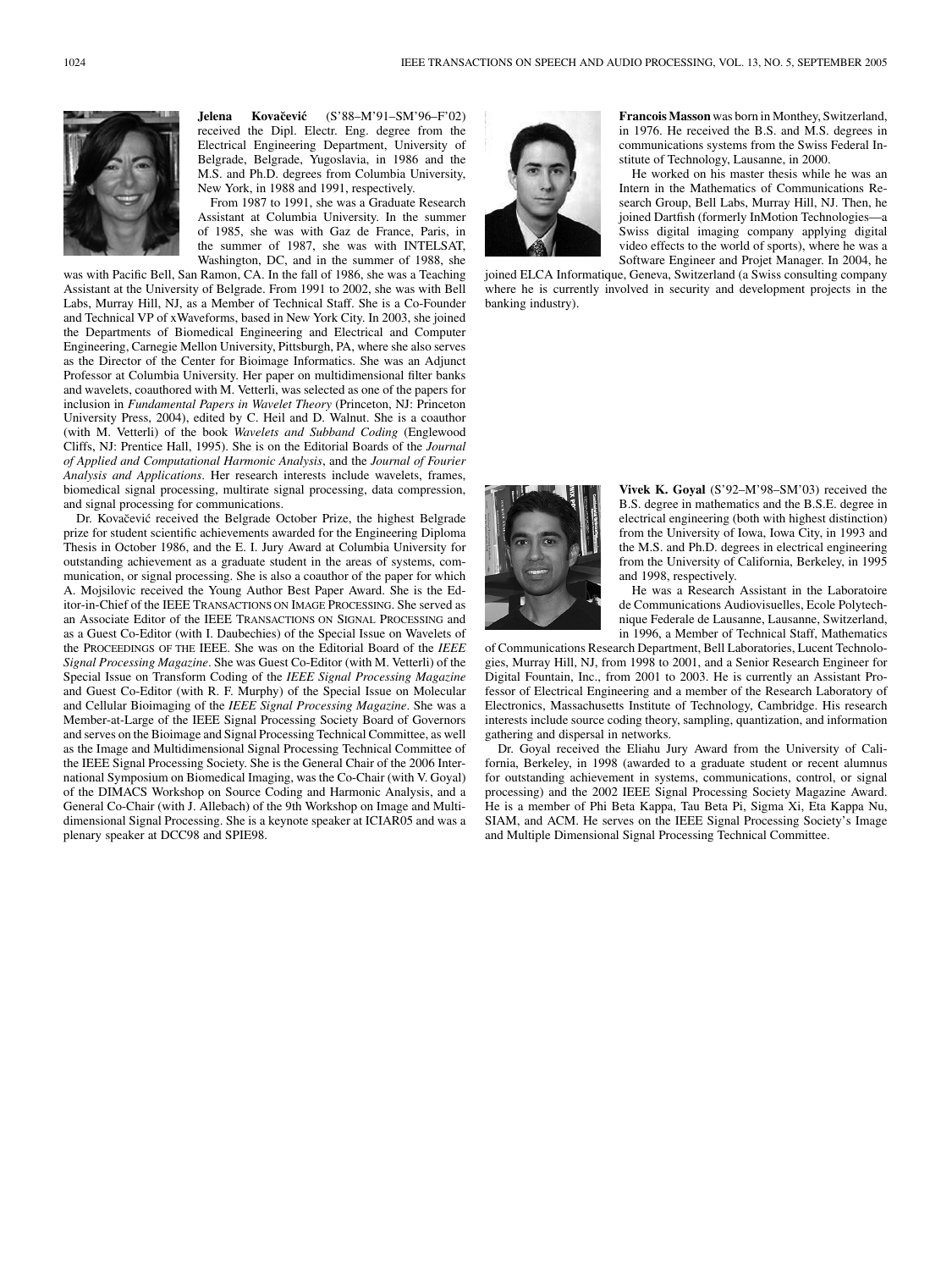**Jelena Kovačević** (S'88–M'91–SM'96–F'02) received the Dipl. Electr. Eng. degree from the Electrical Engineering Department, University of Belgrade, Belgrade, Yugoslavia, in 1986 and the M.S. and Ph.D. degrees from Columbia University, New York, in 1988 and 1991, respectively.

From 1987 to 1991, she was a Graduate Research Assistant at Columbia University. In the summer of 1985, she was with Gaz de France, Paris, in the summer of 1987, she was with INTELSAT, Washington, DC, and in the summer of 1988, she was with Pacific Bell, San Ramon, CA. In the fall of 1986, she was a Teaching Assistant at the University of Belgrade. From 1991 to 2002, she was with Bell Labs, Murray Hill, NJ, as a Member of Technical Staff. She is a Co-Founder and Technical VP of xWaveforms, based in New York City. In 2003, she joined the Departments of Biomedical Engineering and Electrical and Computer Engineering, Carnegie Mellon University, Pittsburgh, PA, where she also serves as the Director of the Center for Bioimage Informatics. She was an Adjunct Professor at Columbia University. Her paper on multidimensional filter banks and wavelets, coauthored with M. Vetterli, was selected as one of the papers for inclusion in *Fundamental Papers in Wavelet Theory* (Princeton, NJ: Princeton University Press, 2004), edited by C. Heil and D. Walnut. She is a coauthor (with M. Vetterli) of the book *Wavelets and Subband Coding* (Englewood Cliffs, NJ: Prentice Hall, 1995). She is on the Editorial Boards of the *Journal of Applied and Computational Harmonic Analysis*, and the *Journal of Fourier Analysis and Applications*. Her research interests include wavelets, frames, biomedical signal processing, multirate signal processing, data compression, and signal processing for communications.

Dr. Kovačević received the Belgrade October Prize, the highest Belgrade prize for student scientific achievements awarded for the Engineering Diploma Thesis in October 1986, and the E. I. Jury Award at Columbia University for outstanding achievement as a graduate student in the areas of systems, communication, or signal processing. She is also a coauthor of the paper for which A. Mojsilovic received the Young Author Best Paper Award. She is the Editor-in-Chief of the IEEE TRANSACTIONS ON IMAGE PROCESSING. She served as an Associate Editor of the IEEE TRANSACTIONS ON SIGNAL PROCESSING and as a Guest Co-Editor (with I. Daubechies) of the Special Issue on Wavelets of the PROCEEDINGS OF THE IEEE. She was on the Editorial Board of the *IEEE Signal Processing Magazine*. She was Guest Co-Editor (with M. Vetterli) of the Special Issue on Transform Coding of the *IEEE Signal Processing Magazine* and Guest Co-Editor (with R. F. Murphy) of the Special Issue on Molecular and Cellular Bioimaging of the *IEEE Signal Processing Magazine*. She was a Member-at-Large of the IEEE Signal Processing Society Board of Governors and serves on the Bioimage and Signal Processing Technical Committee, as well as the Image and Multidimensional Signal Processing Technical Committee of the IEEE Signal Processing Society. She is the General Chair of the 2006 International Symposium on Biomedical Imaging, was the Co-Chair (with V. Goyal) of the DIMACS Workshop on Source Coding and Harmonic Analysis, and a General Co-Chair (with J. Allebach) of the 9th Workshop on Image and Multidimensional Signal Processing. She is a keynote speaker at ICIAR05 and was a plenary speaker at DCC98 and SPIE98.

**Francois Masson** was born in Monthey, Switzerland, in 1976. He received the B.S. and M.S. degrees in communications systems from the Swiss Federal Institute of Technology, Lausanne, in 2000.

He worked on his master thesis while he was an Intern in the Mathematics of Communications Research Group, Bell Labs, Murray Hill, NJ. Then, he joined Dartfish (formerly InMotion Technologies—a Swiss digital imaging company applying digital video effects to the world of sports), where he was a Software Engineer and Projet Manager. In 2004, he joined ELCA Informatique, Geneva, Switzerland (a Swiss consulting company where he is currently involved in security and development projects in the banking industry).

**Vivek K. Goyal** (S'92–M'98–SM'03) received the B.S. degree in mathematics and the B.S.E. degree in electrical engineering (both with highest distinction) from the University of Iowa, Iowa City, in 1993 and the M.S. and Ph.D. degrees in electrical engineering from the University of California, Berkeley, in 1995 and 1998, respectively.

He was a Research Assistant in the Laboratoire de Communications Audiovisuelles, Ecole Polytechnique Federale de Lausanne, Lausanne, Switzerland, in 1996, a Member of Technical Staff, Mathematics of Communications Research Department, Bell Laboratories, Lucent Technologies, Murray Hill, NJ, from 1998 to 2001, and a Senior Research Engineer for Digital Fountain, Inc., from 2001 to 2003. He is currently an Assistant Professor of Electrical Engineering and a member of the Research Laboratory of Electronics, Massachusetts Institute of Technology, Cambridge. His research interests include source coding theory, sampling, quantization, and information gathering and dispersal in networks.

Dr. Goyal received the Eliahu Jury Award from the University of California, Berkeley, in 1998 (awarded to a graduate student or recent alumnus for outstanding achievement in systems, communications, control, or signal processing) and the 2002 IEEE Signal Processing Society Magazine Award. He is a member of Phi Beta Kappa, Tau Beta Pi, Sigma Xi, Eta Kappa Nu, SIAM, and ACM. He serves on the IEEE Signal Processing Society's Image and Multiple Dimensional Signal Processing Technical Committee.